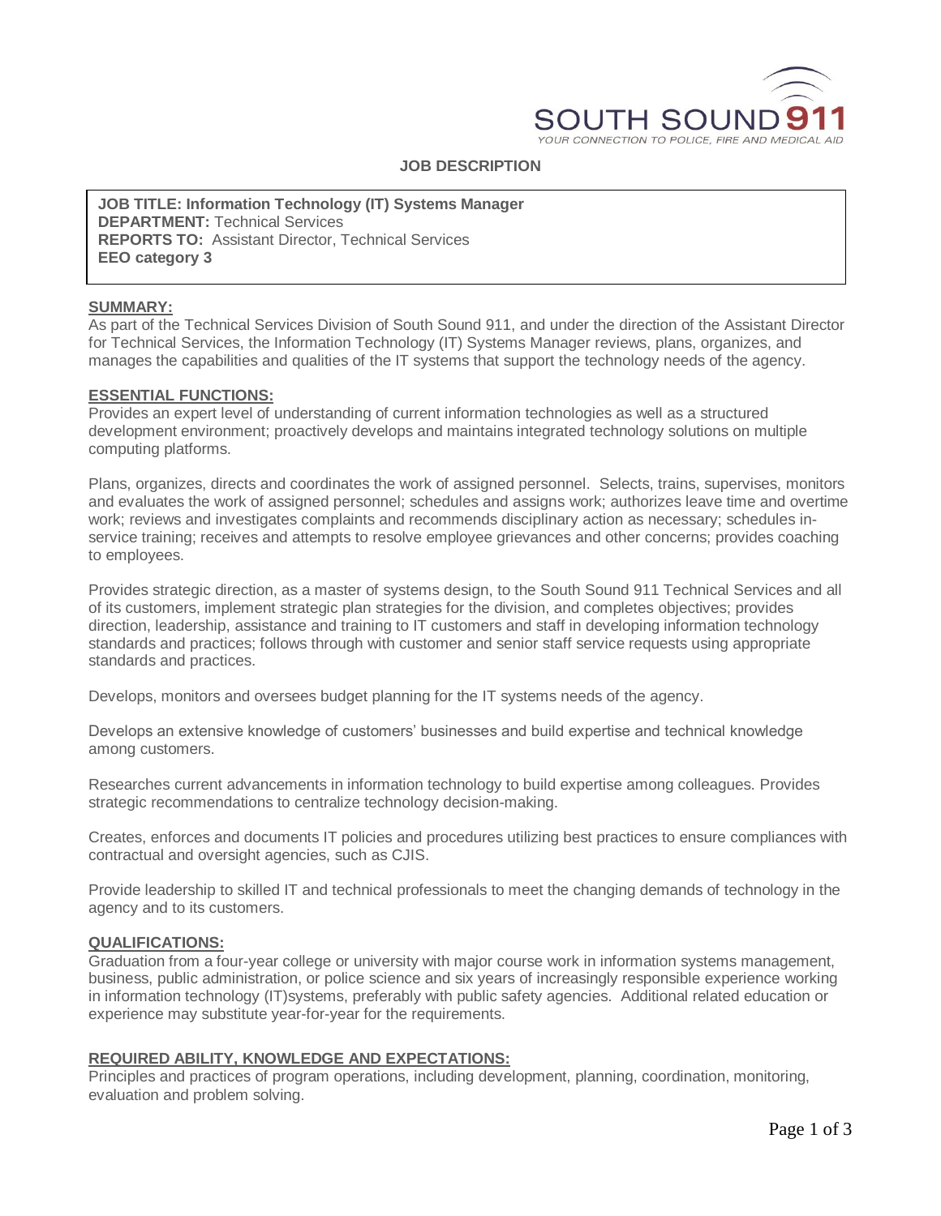SOUTH SOUND 911

YOUR CONNECTION TO POLICE, FIRE AND MEDICAL AID

## JOB DESCRIPTION

**JOB TITLE: Information Technology (IT) Systems Manager**
**DEPARTMENT:** Technical Services
**REPORTS TO:** Assistant Director, Technical Services
**EEO category 3**

### SUMMARY:

As part of the Technical Services Division of South Sound 911, and under the direction of the Assistant Director for Technical Services, the Information Technology (IT) Systems Manager reviews, plans, organizes, and manages the capabilities and qualities of the IT systems that support the technology needs of the agency.

### ESSENTIAL FUNCTIONS:

Provides an expert level of understanding of current information technologies as well as a structured development environment; proactively develops and maintains integrated technology solutions on multiple computing platforms.

Plans, organizes, directs and coordinates the work of assigned personnel. Selects, trains, supervises, monitors and evaluates the work of assigned personnel; schedules and assigns work; authorizes leave time and overtime work; reviews and investigates complaints and recommends disciplinary action as necessary; schedules in-service training; receives and attempts to resolve employee grievances and other concerns; provides coaching to employees.

Provides strategic direction, as a master of systems design, to the South Sound 911 Technical Services and all of its customers, implement strategic plan strategies for the division, and completes objectives; provides direction, leadership, assistance and training to IT customers and staff in developing information technology standards and practices; follows through with customer and senior staff service requests using appropriate standards and practices.

Develops, monitors and oversees budget planning for the IT systems needs of the agency.

Develops an extensive knowledge of customers' businesses and build expertise and technical knowledge among customers.

Researches current advancements in information technology to build expertise among colleagues. Provides strategic recommendations to centralize technology decision-making.

Creates, enforces and documents IT policies and procedures utilizing best practices to ensure compliances with contractual and oversight agencies, such as CJIS.

Provide leadership to skilled IT and technical professionals to meet the changing demands of technology in the agency and to its customers.

### QUALIFICATIONS:

Graduation from a four-year college or university with major course work in information systems management, business, public administration, or police science and six years of increasingly responsible experience working in information technology (IT)systems, preferably with public safety agencies. Additional related education or experience may substitute year-for-year for the requirements.

### REQUIRED ABILITY, KNOWLEDGE AND EXPECTATIONS:

Principles and practices of program operations, including development, planning, coordination, monitoring, evaluation and problem solving.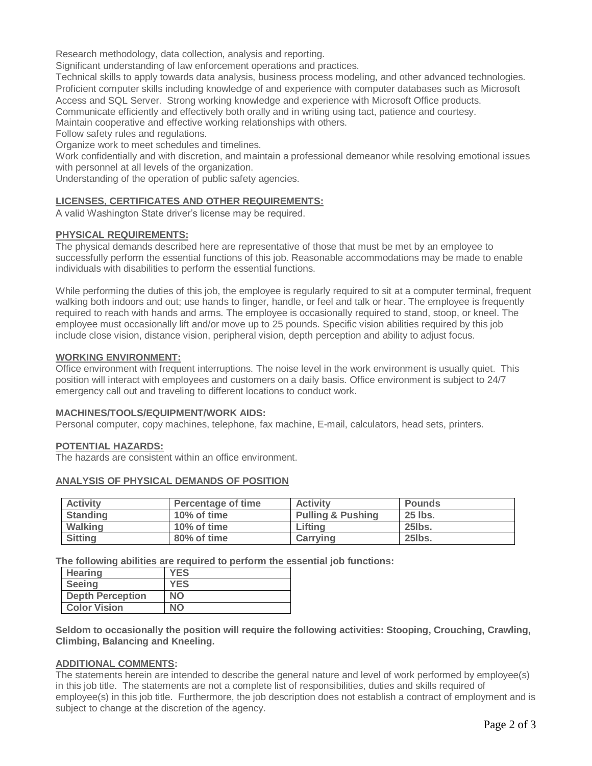Research methodology, data collection, analysis and reporting.

Significant understanding of law enforcement operations and practices.

Technical skills to apply towards data analysis, business process modeling, and other advanced technologies.

Proficient computer skills including knowledge of and experience with computer databases such as Microsoft Access and SQL Server. Strong working knowledge and experience with Microsoft Office products.

Communicate efficiently and effectively both orally and in writing using tact, patience and courtesy.

Maintain cooperative and effective working relationships with others.

Follow safety rules and regulations.

Organize work to meet schedules and timelines.

Work confidentially and with discretion, and maintain a professional demeanor while resolving emotional issues with personnel at all levels of the organization.

Understanding of the operation of public safety agencies.

## LICENSES, CERTIFICATES AND OTHER REQUIREMENTS:

A valid Washington State driver's license may be required.

## PHYSICAL REQUIREMENTS:

The physical demands described here are representative of those that must be met by an employee to successfully perform the essential functions of this job. Reasonable accommodations may be made to enable individuals with disabilities to perform the essential functions.

While performing the duties of this job, the employee is regularly required to sit at a computer terminal, frequent walking both indoors and out; use hands to finger, handle, or feel and talk or hear. The employee is frequently required to reach with hands and arms. The employee is occasionally required to stand, stoop, or kneel. The employee must occasionally lift and/or move up to 25 pounds. Specific vision abilities required by this job include close vision, distance vision, peripheral vision, depth perception and ability to adjust focus.

## WORKING ENVIRONMENT:

Office environment with frequent interruptions. The noise level in the work environment is usually quiet. This position will interact with employees and customers on a daily basis. Office environment is subject to 24/7 emergency call out and traveling to different locations to conduct work.

## MACHINES/TOOLS/EQUIPMENT/WORK AIDS:

Personal computer, copy machines, telephone, fax machine, E-mail, calculators, head sets, printers.

## POTENTIAL HAZARDS:

The hazards are consistent within an office environment.

## ANALYSIS OF PHYSICAL DEMANDS OF POSITION

| Activity | Percentage of time | Activity | Pounds |
|---|---|---|---|
| Standing | 10% of time | Pulling & Pushing | 25 lbs. |
| Walking | 10% of time | Lifting | 25lbs. |
| Sitting | 80% of time | Carrying | 25lbs. |

**The following abilities are required to perform the essential job functions:**

| | |
|---|---|
| Hearing | YES |
| Seeing | YES |
| Depth Perception | NO |
| Color Vision | NO |

**Seldom to occasionally the position will require the following activities: Stooping, Crouching, Crawling, Climbing, Balancing and Kneeling.**

## ADDITIONAL COMMENTS:

The statements herein are intended to describe the general nature and level of work performed by employee(s) in this job title. The statements are not a complete list of responsibilities, duties and skills required of employee(s) in this job title. Furthermore, the job description does not establish a contract of employment and is subject to change at the discretion of the agency.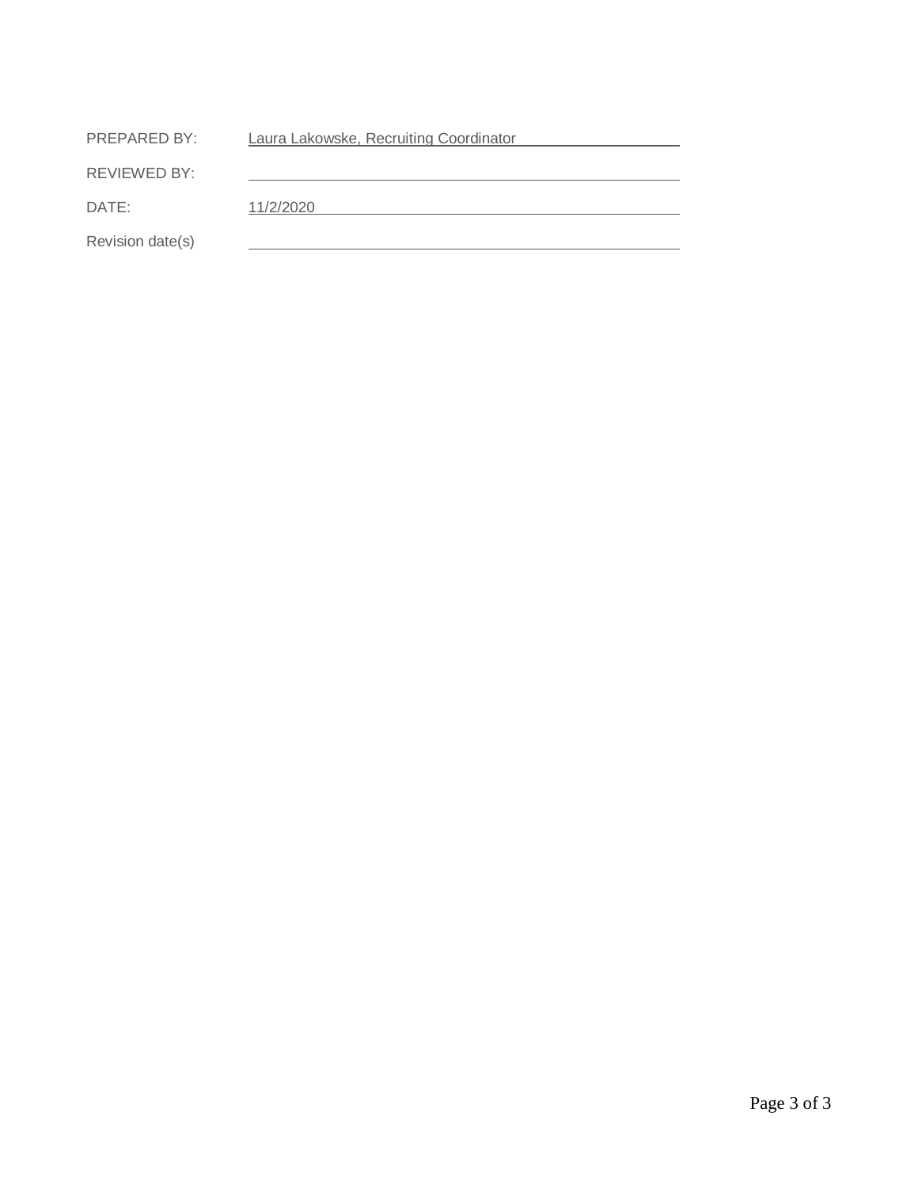| | |
|---|---|
| PREPARED BY: | Laura Lakowske, Recruiting Coordinator |
| REVIEWED BY: | |
| DATE: | 11/2/2020 |
| Revision date(s) | |